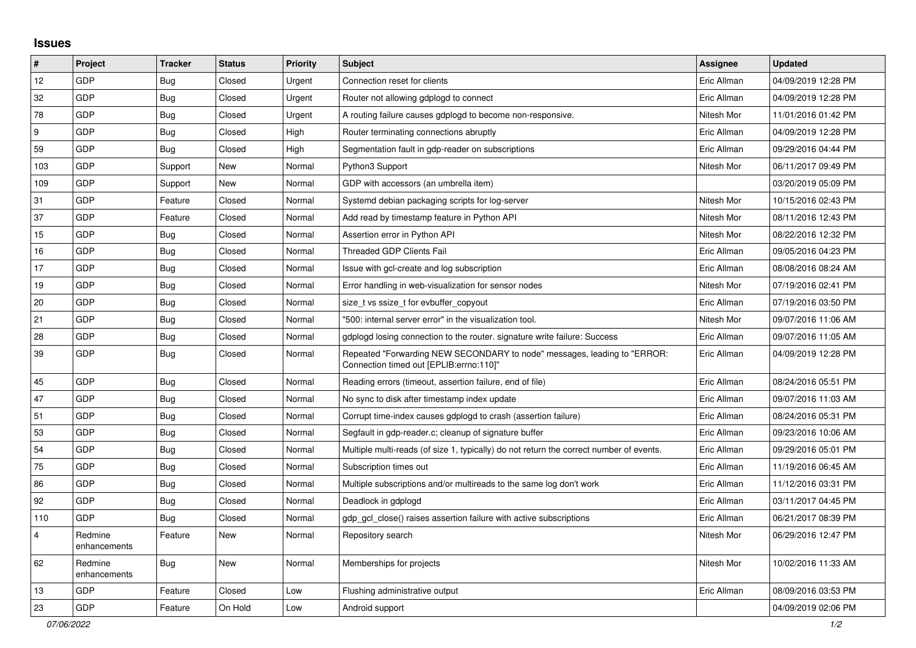## Issues

| # | Project | Tracker | Status | Priority | Subject | Assignee | Updated |
|---|---|---|---|---|---|---|---|
| 12 | GDP | Bug | Closed | Urgent | Connection reset for clients | Eric Allman | 04/09/2019 12:28 PM |
| 32 | GDP | Bug | Closed | Urgent | Router not allowing gdplogd to connect | Eric Allman | 04/09/2019 12:28 PM |
| 78 | GDP | Bug | Closed | Urgent | A routing failure causes gdplogd to become non-responsive. | Nitesh Mor | 11/01/2016 01:42 PM |
| 9 | GDP | Bug | Closed | High | Router terminating connections abruptly | Eric Allman | 04/09/2019 12:28 PM |
| 59 | GDP | Bug | Closed | High | Segmentation fault in gdp-reader on subscriptions | Eric Allman | 09/29/2016 04:44 PM |
| 103 | GDP | Support | New | Normal | Python3 Support | Nitesh Mor | 06/11/2017 09:49 PM |
| 109 | GDP | Support | New | Normal | GDP with accessors (an umbrella item) | | 03/20/2019 05:09 PM |
| 31 | GDP | Feature | Closed | Normal | Systemd debian packaging scripts for log-server | Nitesh Mor | 10/15/2016 02:43 PM |
| 37 | GDP | Feature | Closed | Normal | Add read by timestamp feature in Python API | Nitesh Mor | 08/11/2016 12:43 PM |
| 15 | GDP | Bug | Closed | Normal | Assertion error in Python API | Nitesh Mor | 08/22/2016 12:32 PM |
| 16 | GDP | Bug | Closed | Normal | Threaded GDP Clients Fail | Eric Allman | 09/05/2016 04:23 PM |
| 17 | GDP | Bug | Closed | Normal | Issue with gcl-create and log subscription | Eric Allman | 08/08/2016 08:24 AM |
| 19 | GDP | Bug | Closed | Normal | Error handling in web-visualization for sensor nodes | Nitesh Mor | 07/19/2016 02:41 PM |
| 20 | GDP | Bug | Closed | Normal | size_t vs ssize_t for evbuffer_copyout | Eric Allman | 07/19/2016 03:50 PM |
| 21 | GDP | Bug | Closed | Normal | "500: internal server error" in the visualization tool. | Nitesh Mor | 09/07/2016 11:06 AM |
| 28 | GDP | Bug | Closed | Normal | gdplogd losing connection to the router. signature write failure: Success | Eric Allman | 09/07/2016 11:05 AM |
| 39 | GDP | Bug | Closed | Normal | Repeated "Forwarding NEW SECONDARY to node" messages, leading to "ERROR: Connection timed out [EPLIB:errno:110]" | Eric Allman | 04/09/2019 12:28 PM |
| 45 | GDP | Bug | Closed | Normal | Reading errors (timeout, assertion failure, end of file) | Eric Allman | 08/24/2016 05:51 PM |
| 47 | GDP | Bug | Closed | Normal | No sync to disk after timestamp index update | Eric Allman | 09/07/2016 11:03 AM |
| 51 | GDP | Bug | Closed | Normal | Corrupt time-index causes gdplogd to crash (assertion failure) | Eric Allman | 08/24/2016 05:31 PM |
| 53 | GDP | Bug | Closed | Normal | Segfault in gdp-reader.c; cleanup of signature buffer | Eric Allman | 09/23/2016 10:06 AM |
| 54 | GDP | Bug | Closed | Normal | Multiple multi-reads (of size 1, typically) do not return the correct number of events. | Eric Allman | 09/29/2016 05:01 PM |
| 75 | GDP | Bug | Closed | Normal | Subscription times out | Eric Allman | 11/19/2016 06:45 AM |
| 86 | GDP | Bug | Closed | Normal | Multiple subscriptions and/or multireads to the same log don't work | Eric Allman | 11/12/2016 03:31 PM |
| 92 | GDP | Bug | Closed | Normal | Deadlock in gdplogd | Eric Allman | 03/11/2017 04:45 PM |
| 110 | GDP | Bug | Closed | Normal | gdp_gcl_close() raises assertion failure with active subscriptions | Eric Allman | 06/21/2017 08:39 PM |
| 4 | Redmine enhancements | Feature | New | Normal | Repository search | Nitesh Mor | 06/29/2016 12:47 PM |
| 62 | Redmine enhancements | Bug | New | Normal | Memberships for projects | Nitesh Mor | 10/02/2016 11:33 AM |
| 13 | GDP | Feature | Closed | Low | Flushing administrative output | Eric Allman | 08/09/2016 03:53 PM |
| 23 | GDP | Feature | On Hold | Low | Android support | | 04/09/2019 02:06 PM |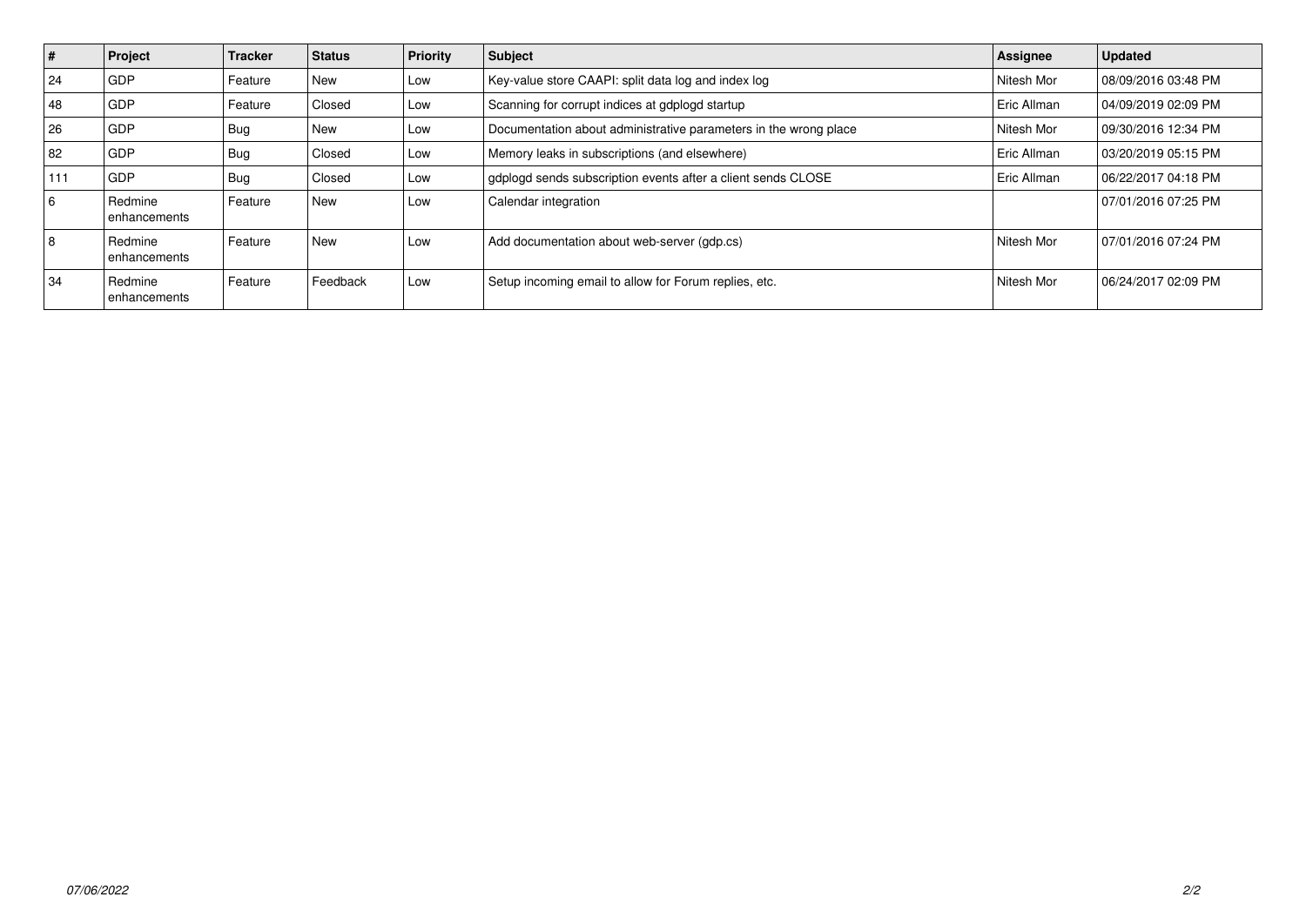| # | Project | Tracker | Status | Priority | Subject | Assignee | Updated |
|---|---|---|---|---|---|---|---|
| 24 | GDP | Feature | New | Low | Key-value store CAAPI: split data log and index log | Nitesh Mor | 08/09/2016 03:48 PM |
| 48 | GDP | Feature | Closed | Low | Scanning for corrupt indices at gdplogd startup | Eric Allman | 04/09/2019 02:09 PM |
| 26 | GDP | Bug | New | Low | Documentation about administrative parameters in the wrong place | Nitesh Mor | 09/30/2016 12:34 PM |
| 82 | GDP | Bug | Closed | Low | Memory leaks in subscriptions (and elsewhere) | Eric Allman | 03/20/2019 05:15 PM |
| 111 | GDP | Bug | Closed | Low | gdplogd sends subscription events after a client sends CLOSE | Eric Allman | 06/22/2017 04:18 PM |
| 6 | Redmine enhancements | Feature | New | Low | Calendar integration | | 07/01/2016 07:25 PM |
| 8 | Redmine enhancements | Feature | New | Low | Add documentation about web-server (gdp.cs) | Nitesh Mor | 07/01/2016 07:24 PM |
| 34 | Redmine enhancements | Feature | Feedback | Low | Setup incoming email to allow for Forum replies, etc. | Nitesh Mor | 06/24/2017 02:09 PM |

*07/06/2022*